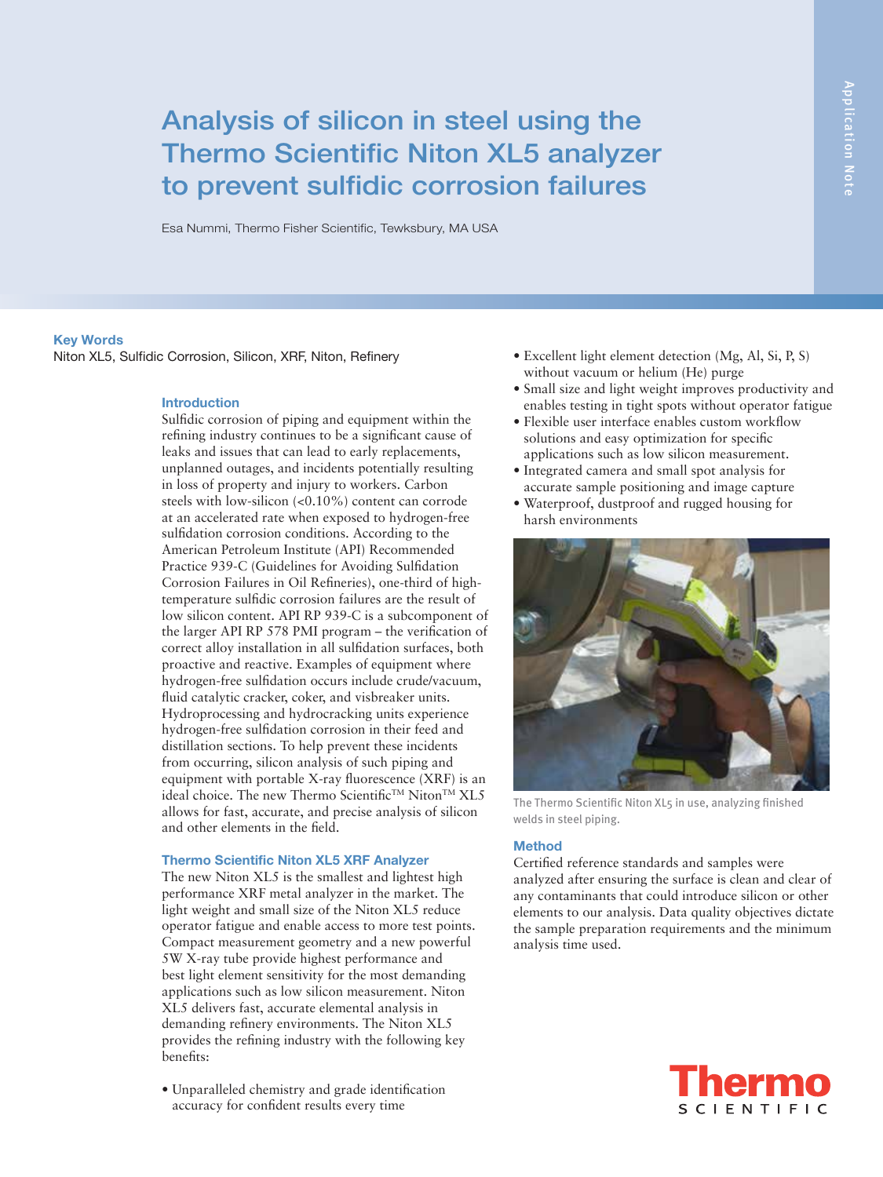# Analysis of silicon in steel using the Thermo Scientific Niton XL5 analyzer to prevent sulfidic corrosion failures

Esa Nummi, Thermo Fisher Scientific, Tewksbury, MA USA

**Key Words**

Niton XL5, Sulfidic Corrosion, Silicon, XRF, Niton, Refinery

## Introduction

Sulfidic corrosion of piping and equipment within the refining industry continues to be a significant cause of leaks and issues that can lead to early replacements, unplanned outages, and incidents potentially resulting in loss of property and injury to workers. Carbon steels with low-silicon (<0.10%) content can corrode at an accelerated rate when exposed to hydrogen-free sulfidation corrosion conditions. According to the American Petroleum Institute (API) Recommended Practice 939-C (Guidelines for Avoiding Sulfidation Corrosion Failures in Oil Refineries), one-third of high-temperature sulfidic corrosion failures are the result of low silicon content. API RP 939-C is a subcomponent of the larger API RP 578 PMI program – the verification of correct alloy installation in all sulfidation surfaces, both proactive and reactive. Examples of equipment where hydrogen-free sulfidation occurs include crude/vacuum, fluid catalytic cracker, coker, and visbreaker units. Hydroprocessing and hydrocracking units experience hydrogen-free sulfidation corrosion in their feed and distillation sections. To help prevent these incidents from occurring, silicon analysis of such piping and equipment with portable X-ray fluorescence (XRF) is an ideal choice. The new Thermo Scientific™ Niton™ XL5 allows for fast, accurate, and precise analysis of silicon and other elements in the field.

## Thermo Scientific Niton XL5 XRF Analyzer

The new Niton XL5 is the smallest and lightest high performance XRF metal analyzer in the market. The light weight and small size of the Niton XL5 reduce operator fatigue and enable access to more test points. Compact measurement geometry and a new powerful 5W X-ray tube provide highest performance and best light element sensitivity for the most demanding applications such as low silicon measurement. Niton XL5 delivers fast, accurate elemental analysis in demanding refinery environments. The Niton XL5 provides the refining industry with the following key benefits:

- Unparalleled chemistry and grade identification accuracy for confident results every time
- Excellent light element detection (Mg, Al, Si, P, S) without vacuum or helium (He) purge
- Small size and light weight improves productivity and enables testing in tight spots without operator fatigue
- Flexible user interface enables custom workflow solutions and easy optimization for specific applications such as low silicon measurement.
- Integrated camera and small spot analysis for accurate sample positioning and image capture
- Waterproof, dustproof and rugged housing for harsh environments

The Thermo Scientific Niton XL5 in use, analyzing finished welds in steel piping.

## Method

Certified reference standards and samples were analyzed after ensuring the surface is clean and clear of any contaminants that could introduce silicon or other elements to our analysis. Data quality objectives dictate the sample preparation requirements and the minimum analysis time used.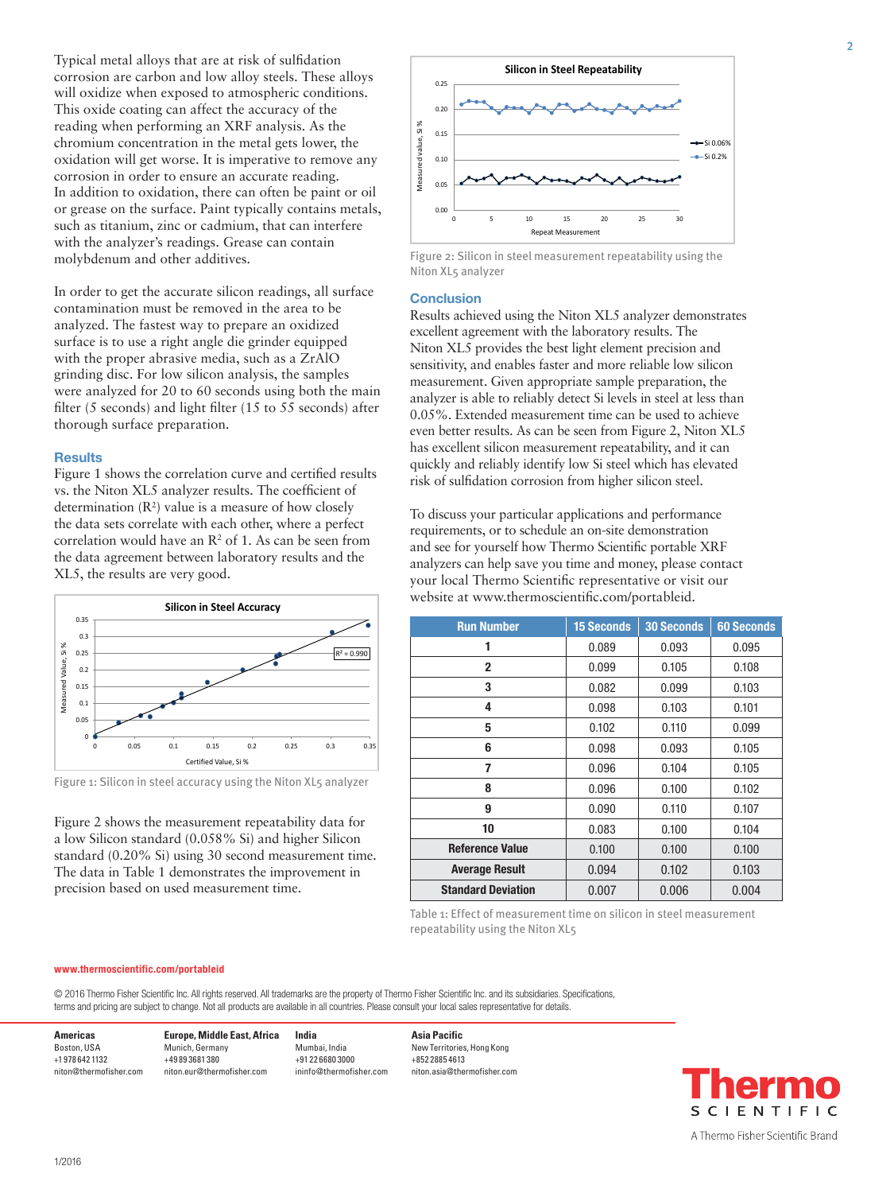Typical metal alloys that are at risk of sulfidation corrosion are carbon and low alloy steels. These alloys will oxidize when exposed to atmospheric conditions. This oxide coating can affect the accuracy of the reading when performing an XRF analysis. As the chromium concentration in the metal gets lower, the oxidation will get worse. It is imperative to remove any corrosion in order to ensure an accurate reading. In addition to oxidation, there can often be paint or oil or grease on the surface. Paint typically contains metals, such as titanium, zinc or cadmium, that can interfere with the analyzer's readings. Grease can contain molybdenum and other additives.

In order to get the accurate silicon readings, all surface contamination must be removed in the area to be analyzed. The fastest way to prepare an oxidized surface is to use a right angle die grinder equipped with the proper abrasive media, such as a ZrAlO grinding disc. For low silicon analysis, the samples were analyzed for 20 to 60 seconds using both the main filter (5 seconds) and light filter (15 to 55 seconds) after thorough surface preparation.

## Results

Figure 1 shows the correlation curve and certified results vs. the Niton XL5 analyzer results. The coefficient of determination ($R^2$) value is a measure of how closely the data sets correlate with each other, where a perfect correlation would have an $R^2$ of 1. As can be seen from the data agreement between laboratory results and the XL5, the results are very good.

Silicon in Steel Accuracy

Measured Value, Si %

Certified Value, Si %

$R^2 = 0.990$

0, 0.05, 0.1, 0.15, 0.2, 0.25, 0.3, 0.35

Figure 1: Silicon in steel accuracy using the Niton XL5 analyzer

Figure 2 shows the measurement repeatability data for a low Silicon standard (0.058% Si) and higher Silicon standard (0.20% Si) using 30 second measurement time. The data in Table 1 demonstrates the improvement in precision based on used measurement time.

Silicon in Steel Repeatability

Measured value, Si %

Repeat Measurement

Si 0.06%

Si 0.2%

0.00, 0.05, 0.10, 0.15, 0.20, 0.25

0, 5, 10, 15, 20, 25, 30

Figure 2: Silicon in steel measurement repeatability using the Niton XL5 analyzer

## Conclusion

Results achieved using the Niton XL5 analyzer demonstrates excellent agreement with the laboratory results. The Niton XL5 provides the best light element precision and sensitivity, and enables faster and more reliable low silicon measurement. Given appropriate sample preparation, the analyzer is able to reliably detect Si levels in steel at less than 0.05%. Extended measurement time can be used to achieve even better results. As can be seen from Figure 2, Niton XL5 has excellent silicon measurement repeatability, and it can quickly and reliably identify low Si steel which has elevated risk of sulfidation corrosion from higher silicon steel.

To discuss your particular applications and performance requirements, or to schedule an on-site demonstration and see for yourself how Thermo Scientific portable XRF analyzers can help save you time and money, please contact your local Thermo Scientific representative or visit our website at www.thermoscientific.com/portableid.

| Run Number | 15 Seconds | 30 Seconds | 60 Seconds |
|---|---|---|---|
| 1 | 0.089 | 0.093 | 0.095 |
| 2 | 0.099 | 0.105 | 0.108 |
| 3 | 0.082 | 0.099 | 0.103 |
| 4 | 0.098 | 0.103 | 0.101 |
| 5 | 0.102 | 0.110 | 0.099 |
| 6 | 0.098 | 0.093 | 0.105 |
| 7 | 0.096 | 0.104 | 0.105 |
| 8 | 0.096 | 0.100 | 0.102 |
| 9 | 0.090 | 0.110 | 0.107 |
| 10 | 0.083 | 0.100 | 0.104 |
| **Reference Value** | 0.100 | 0.100 | 0.100 |
| **Average Result** | 0.094 | 0.102 | 0.103 |
| **Standard Deviation** | 0.007 | 0.006 | 0.004 |

Table 1: Effect of measurement time on silicon in steel measurement repeatability using the Niton XL5

www.thermoscientific.com/portableid

© 2016 Thermo Fisher Scientific Inc. All rights reserved. All trademarks are the property of Thermo Fisher Scientific Inc. and its subsidiaries. Specifications, terms and pricing are subject to change. Not all products are available in all countries. Please consult your local sales representative for details.

**Americas**
Boston, USA
+1 978 642 1132
niton@thermofisher.com

**Europe, Middle East, Africa**
Munich, Germany
+49 89 3681 380
niton.eur@thermofisher.com

**India**
Mumbai, India
+91 22 6680 3000
ininfo@thermofisher.com

**Asia Pacific**
New Territories, Hong Kong
+852 2885 4613
niton.asia@thermofisher.com

Thermo SCIENTIFIC

A Thermo Fisher Scientific Brand

1/2016